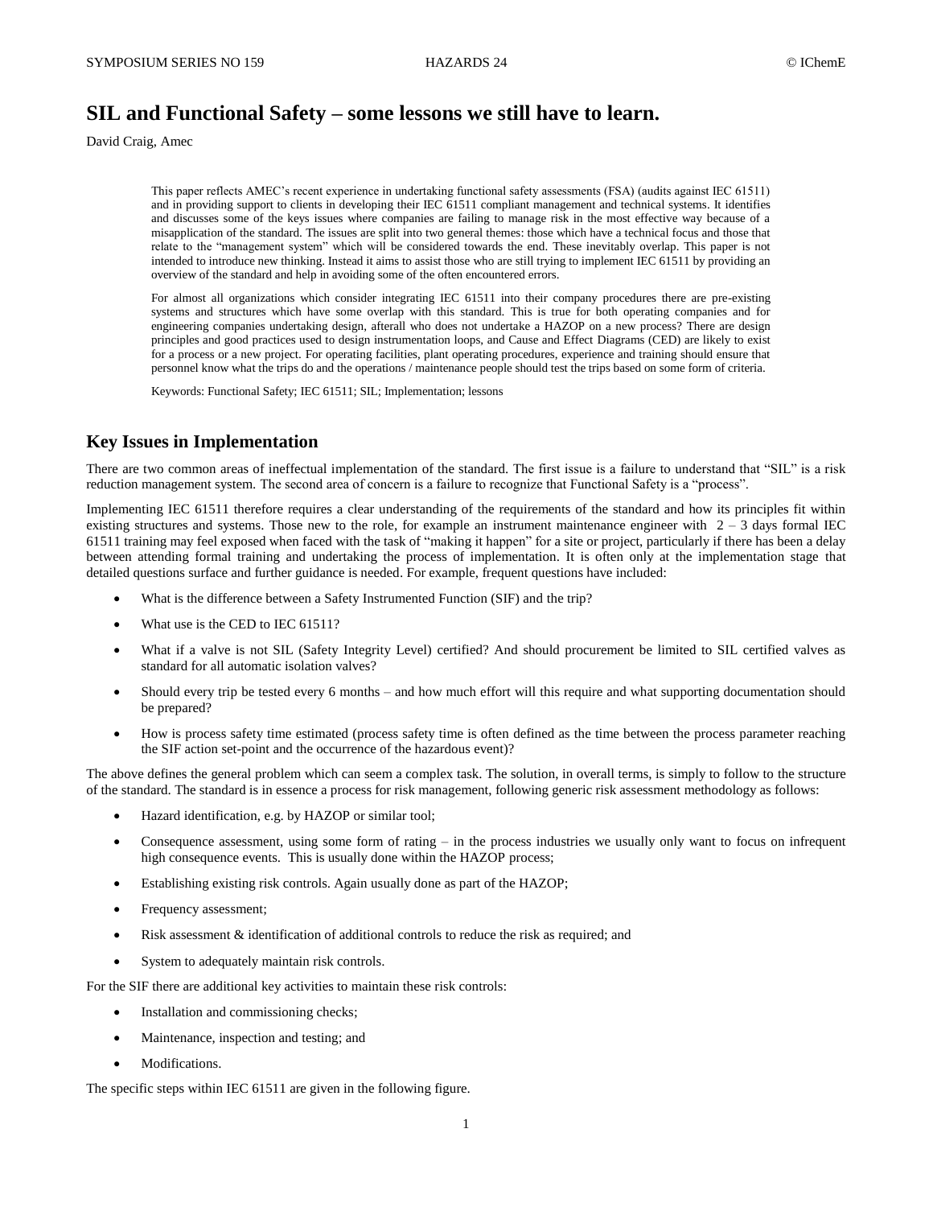# SIL and Functional Safety – some lessons we still have to learn.

David Craig, Amec

This paper reflects AMEC's recent experience in undertaking functional safety assessments (FSA) (audits against IEC 61511) and in providing support to clients in developing their IEC 61511 compliant management and technical systems. It identifies and discusses some of the keys issues where companies are failing to manage risk in the most effective way because of a misapplication of the standard. The issues are split into two general themes: those which have a technical focus and those that relate to the "management system" which will be considered towards the end. These inevitably overlap. This paper is not intended to introduce new thinking. Instead it aims to assist those who are still trying to implement IEC 61511 by providing an overview of the standard and help in avoiding some of the often encountered errors.

For almost all organizations which consider integrating IEC 61511 into their company procedures there are pre-existing systems and structures which have some overlap with this standard. This is true for both operating companies and for engineering companies undertaking design, afterall who does not undertake a HAZOP on a new process? There are design principles and good practices used to design instrumentation loops, and Cause and Effect Diagrams (CED) are likely to exist for a process or a new project. For operating facilities, plant operating procedures, experience and training should ensure that personnel know what the trips do and the operations / maintenance people should test the trips based on some form of criteria.

Keywords: Functional Safety; IEC 61511; SIL; Implementation; lessons

## Key Issues in Implementation

There are two common areas of ineffectual implementation of the standard. The first issue is a failure to understand that "SIL" is a risk reduction management system. The second area of concern is a failure to recognize that Functional Safety is a "process".

Implementing IEC 61511 therefore requires a clear understanding of the requirements of the standard and how its principles fit within existing structures and systems. Those new to the role, for example an instrument maintenance engineer with 2 – 3 days formal IEC 61511 training may feel exposed when faced with the task of "making it happen" for a site or project, particularly if there has been a delay between attending formal training and undertaking the process of implementation. It is often only at the implementation stage that detailed questions surface and further guidance is needed. For example, frequent questions have included:

- What is the difference between a Safety Instrumented Function (SIF) and the trip?
- What use is the CED to IEC 61511?
- What if a valve is not SIL (Safety Integrity Level) certified? And should procurement be limited to SIL certified valves as standard for all automatic isolation valves?
- Should every trip be tested every 6 months – and how much effort will this require and what supporting documentation should be prepared?
- How is process safety time estimated (process safety time is often defined as the time between the process parameter reaching the SIF action set-point and the occurrence of the hazardous event)?

The above defines the general problem which can seem a complex task. The solution, in overall terms, is simply to follow to the structure of the standard. The standard is in essence a process for risk management, following generic risk assessment methodology as follows:

- Hazard identification, e.g. by HAZOP or similar tool;
- Consequence assessment, using some form of rating – in the process industries we usually only want to focus on infrequent high consequence events. This is usually done within the HAZOP process;
- Establishing existing risk controls. Again usually done as part of the HAZOP;
- Frequency assessment;
- Risk assessment & identification of additional controls to reduce the risk as required; and
- System to adequately maintain risk controls.

For the SIF there are additional key activities to maintain these risk controls:

- Installation and commissioning checks;
- Maintenance, inspection and testing; and
- Modifications.

The specific steps within IEC 61511 are given in the following figure.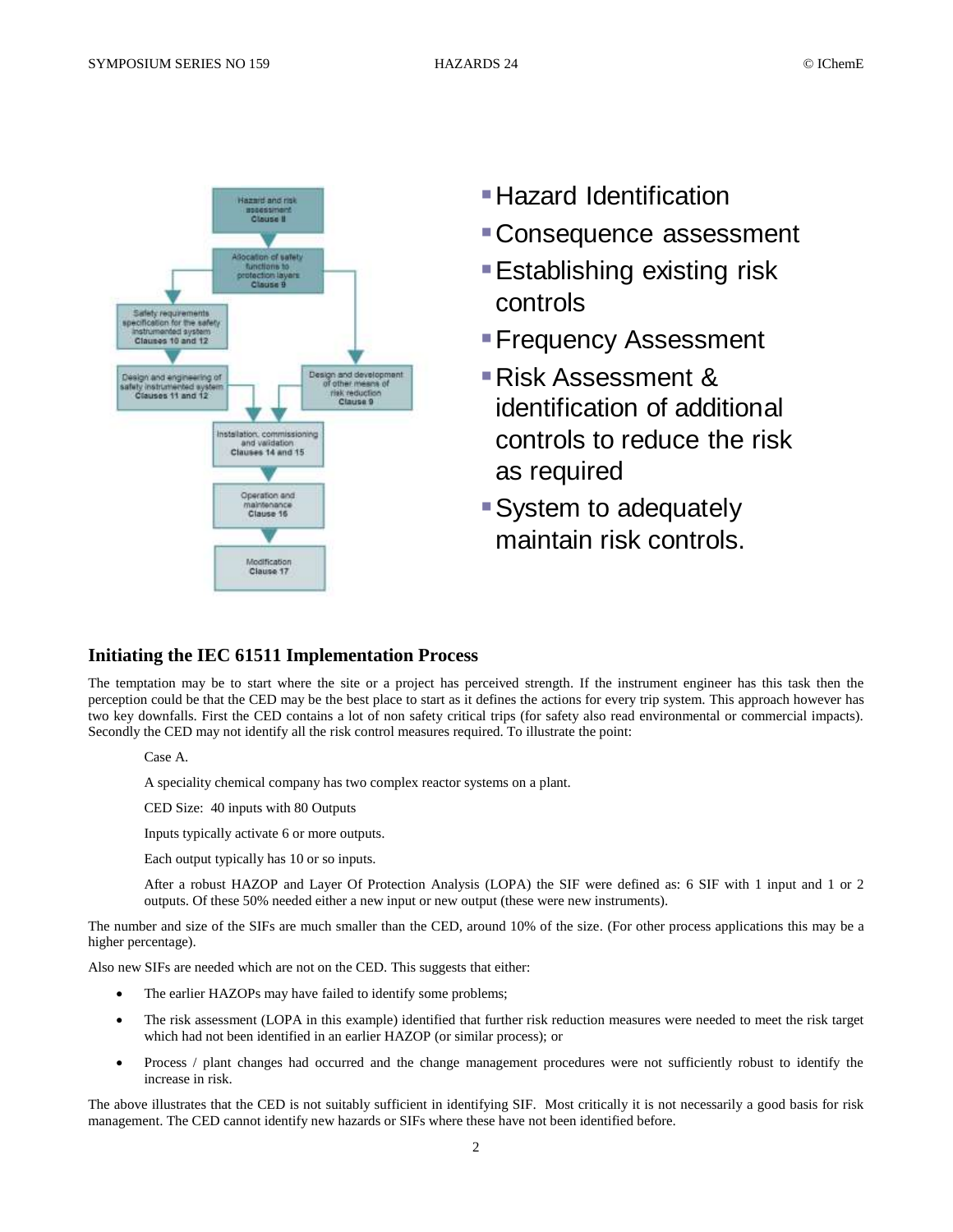Hazard and risk assessment
Clause 8

Allocation of safety functions to protection layers
Clause 9

Safety requirements specification for the safety instrumented system
Clauses 10 and 12

Design and engineering of safety instrumented system
Clauses 11 and 12

Design and development of other means of risk reduction
Clause 9

Installation, commissioning and validation
Clauses 14 and 15

Operation and maintenance
Clause 16

Modification
Clause 17

- Hazard Identification
- Consequence assessment
- Establishing existing risk controls
- Frequency Assessment
- Risk Assessment & identification of additional controls to reduce the risk as required
- System to adequately maintain risk controls.

## Initiating the IEC 61511 Implementation Process

The temptation may be to start where the site or a project has perceived strength. If the instrument engineer has this task then the perception could be that the CED may be the best place to start as it defines the actions for every trip system. This approach however has two key downfalls. First the CED contains a lot of non safety critical trips (for safety also read environmental or commercial impacts). Secondly the CED may not identify all the risk control measures required. To illustrate the point:

> Case A.
>
> A speciality chemical company has two complex reactor systems on a plant.
>
> CED Size: 40 inputs with 80 Outputs
>
> Inputs typically activate 6 or more outputs.
>
> Each output typically has 10 or so inputs.
>
> After a robust HAZOP and Layer Of Protection Analysis (LOPA) the SIF were defined as: 6 SIF with 1 input and 1 or 2 outputs. Of these 50% needed either a new input or new output (these were new instruments).

The number and size of the SIFs are much smaller than the CED, around 10% of the size. (For other process applications this may be a higher percentage).

Also new SIFs are needed which are not on the CED. This suggests that either:

- The earlier HAZOPs may have failed to identify some problems;
- The risk assessment (LOPA in this example) identified that further risk reduction measures were needed to meet the risk target which had not been identified in an earlier HAZOP (or similar process); or
- Process / plant changes had occurred and the change management procedures were not sufficiently robust to identify the increase in risk.

The above illustrates that the CED is not suitably sufficient in identifying SIF. Most critically it is not necessarily a good basis for risk management. The CED cannot identify new hazards or SIFs where these have not been identified before.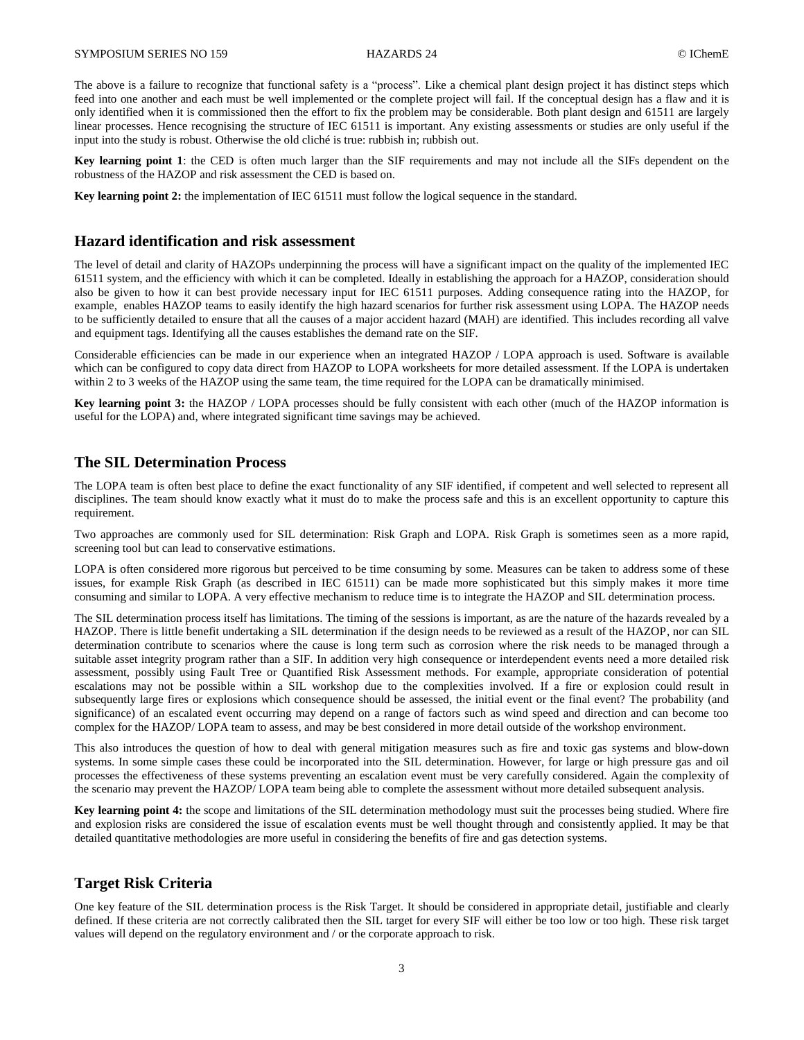The above is a failure to recognize that functional safety is a "process". Like a chemical plant design project it has distinct steps which feed into one another and each must be well implemented or the complete project will fail. If the conceptual design has a flaw and it is only identified when it is commissioned then the effort to fix the problem may be considerable. Both plant design and 61511 are largely linear processes. Hence recognising the structure of IEC 61511 is important. Any existing assessments or studies are only useful if the input into the study is robust. Otherwise the old cliché is true: rubbish in; rubbish out.

**Key learning point 1**: the CED is often much larger than the SIF requirements and may not include all the SIFs dependent on the robustness of the HAZOP and risk assessment the CED is based on.

**Key learning point 2:** the implementation of IEC 61511 must follow the logical sequence in the standard.

## Hazard identification and risk assessment

The level of detail and clarity of HAZOPs underpinning the process will have a significant impact on the quality of the implemented IEC 61511 system, and the efficiency with which it can be completed. Ideally in establishing the approach for a HAZOP, consideration should also be given to how it can best provide necessary input for IEC 61511 purposes. Adding consequence rating into the HAZOP, for example, enables HAZOP teams to easily identify the high hazard scenarios for further risk assessment using LOPA. The HAZOP needs to be sufficiently detailed to ensure that all the causes of a major accident hazard (MAH) are identified. This includes recording all valve and equipment tags. Identifying all the causes establishes the demand rate on the SIF.

Considerable efficiencies can be made in our experience when an integrated HAZOP / LOPA approach is used. Software is available which can be configured to copy data direct from HAZOP to LOPA worksheets for more detailed assessment. If the LOPA is undertaken within 2 to 3 weeks of the HAZOP using the same team, the time required for the LOPA can be dramatically minimised.

**Key learning point 3:** the HAZOP / LOPA processes should be fully consistent with each other (much of the HAZOP information is useful for the LOPA) and, where integrated significant time savings may be achieved.

## The SIL Determination Process

The LOPA team is often best place to define the exact functionality of any SIF identified, if competent and well selected to represent all disciplines. The team should know exactly what it must do to make the process safe and this is an excellent opportunity to capture this requirement.

Two approaches are commonly used for SIL determination: Risk Graph and LOPA. Risk Graph is sometimes seen as a more rapid, screening tool but can lead to conservative estimations.

LOPA is often considered more rigorous but perceived to be time consuming by some. Measures can be taken to address some of these issues, for example Risk Graph (as described in IEC 61511) can be made more sophisticated but this simply makes it more time consuming and similar to LOPA. A very effective mechanism to reduce time is to integrate the HAZOP and SIL determination process.

The SIL determination process itself has limitations. The timing of the sessions is important, as are the nature of the hazards revealed by a HAZOP. There is little benefit undertaking a SIL determination if the design needs to be reviewed as a result of the HAZOP, nor can SIL determination contribute to scenarios where the cause is long term such as corrosion where the risk needs to be managed through a suitable asset integrity program rather than a SIF. In addition very high consequence or interdependent events need a more detailed risk assessment, possibly using Fault Tree or Quantified Risk Assessment methods. For example, appropriate consideration of potential escalations may not be possible within a SIL workshop due to the complexities involved. If a fire or explosion could result in subsequently large fires or explosions which consequence should be assessed, the initial event or the final event? The probability (and significance) of an escalated event occurring may depend on a range of factors such as wind speed and direction and can become too complex for the HAZOP/ LOPA team to assess, and may be best considered in more detail outside of the workshop environment.

This also introduces the question of how to deal with general mitigation measures such as fire and toxic gas systems and blow-down systems. In some simple cases these could be incorporated into the SIL determination. However, for large or high pressure gas and oil processes the effectiveness of these systems preventing an escalation event must be very carefully considered. Again the complexity of the scenario may prevent the HAZOP/ LOPA team being able to complete the assessment without more detailed subsequent analysis.

**Key learning point 4:** the scope and limitations of the SIL determination methodology must suit the processes being studied. Where fire and explosion risks are considered the issue of escalation events must be well thought through and consistently applied. It may be that detailed quantitative methodologies are more useful in considering the benefits of fire and gas detection systems.

## Target Risk Criteria

One key feature of the SIL determination process is the Risk Target. It should be considered in appropriate detail, justifiable and clearly defined. If these criteria are not correctly calibrated then the SIL target for every SIF will either be too low or too high. These risk target values will depend on the regulatory environment and / or the corporate approach to risk.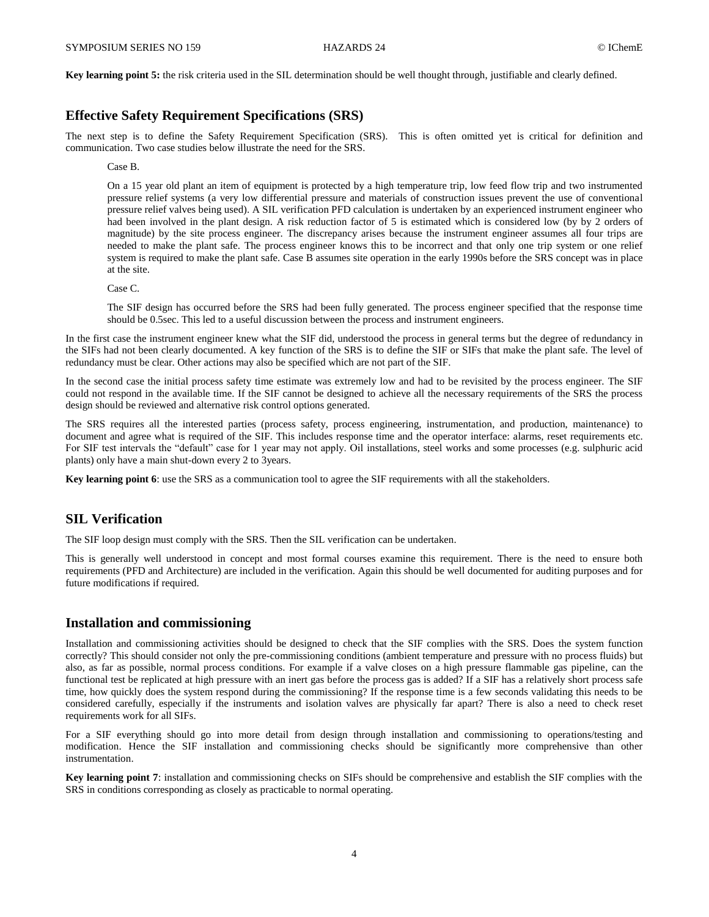**Key learning point 5:** the risk criteria used in the SIL determination should be well thought through, justifiable and clearly defined.

## Effective Safety Requirement Specifications (SRS)

The next step is to define the Safety Requirement Specification (SRS). This is often omitted yet is critical for definition and communication. Two case studies below illustrate the need for the SRS.

Case B.

On a 15 year old plant an item of equipment is protected by a high temperature trip, low feed flow trip and two instrumented pressure relief systems (a very low differential pressure and materials of construction issues prevent the use of conventional pressure relief valves being used). A SIL verification PFD calculation is undertaken by an experienced instrument engineer who had been involved in the plant design. A risk reduction factor of 5 is estimated which is considered low (by by 2 orders of magnitude) by the site process engineer. The discrepancy arises because the instrument engineer assumes all four trips are needed to make the plant safe. The process engineer knows this to be incorrect and that only one trip system or one relief system is required to make the plant safe. Case B assumes site operation in the early 1990s before the SRS concept was in place at the site.

Case C.

The SIF design has occurred before the SRS had been fully generated. The process engineer specified that the response time should be 0.5sec. This led to a useful discussion between the process and instrument engineers.

In the first case the instrument engineer knew what the SIF did, understood the process in general terms but the degree of redundancy in the SIFs had not been clearly documented. A key function of the SRS is to define the SIF or SIFs that make the plant safe. The level of redundancy must be clear. Other actions may also be specified which are not part of the SIF.

In the second case the initial process safety time estimate was extremely low and had to be revisited by the process engineer. The SIF could not respond in the available time. If the SIF cannot be designed to achieve all the necessary requirements of the SRS the process design should be reviewed and alternative risk control options generated.

The SRS requires all the interested parties (process safety, process engineering, instrumentation, and production, maintenance) to document and agree what is required of the SIF. This includes response time and the operator interface: alarms, reset requirements etc. For SIF test intervals the "default" case for 1 year may not apply. Oil installations, steel works and some processes (e.g. sulphuric acid plants) only have a main shut-down every 2 to 3years.

**Key learning point 6**: use the SRS as a communication tool to agree the SIF requirements with all the stakeholders.

## SIL Verification

The SIF loop design must comply with the SRS. Then the SIL verification can be undertaken.

This is generally well understood in concept and most formal courses examine this requirement. There is the need to ensure both requirements (PFD and Architecture) are included in the verification. Again this should be well documented for auditing purposes and for future modifications if required.

## Installation and commissioning

Installation and commissioning activities should be designed to check that the SIF complies with the SRS. Does the system function correctly? This should consider not only the pre-commissioning conditions (ambient temperature and pressure with no process fluids) but also, as far as possible, normal process conditions. For example if a valve closes on a high pressure flammable gas pipeline, can the functional test be replicated at high pressure with an inert gas before the process gas is added? If a SIF has a relatively short process safe time, how quickly does the system respond during the commissioning? If the response time is a few seconds validating this needs to be considered carefully, especially if the instruments and isolation valves are physically far apart? There is also a need to check reset requirements work for all SIFs.

For a SIF everything should go into more detail from design through installation and commissioning to operations/testing and modification. Hence the SIF installation and commissioning checks should be significantly more comprehensive than other instrumentation.

**Key learning point 7**: installation and commissioning checks on SIFs should be comprehensive and establish the SIF complies with the SRS in conditions corresponding as closely as practicable to normal operating.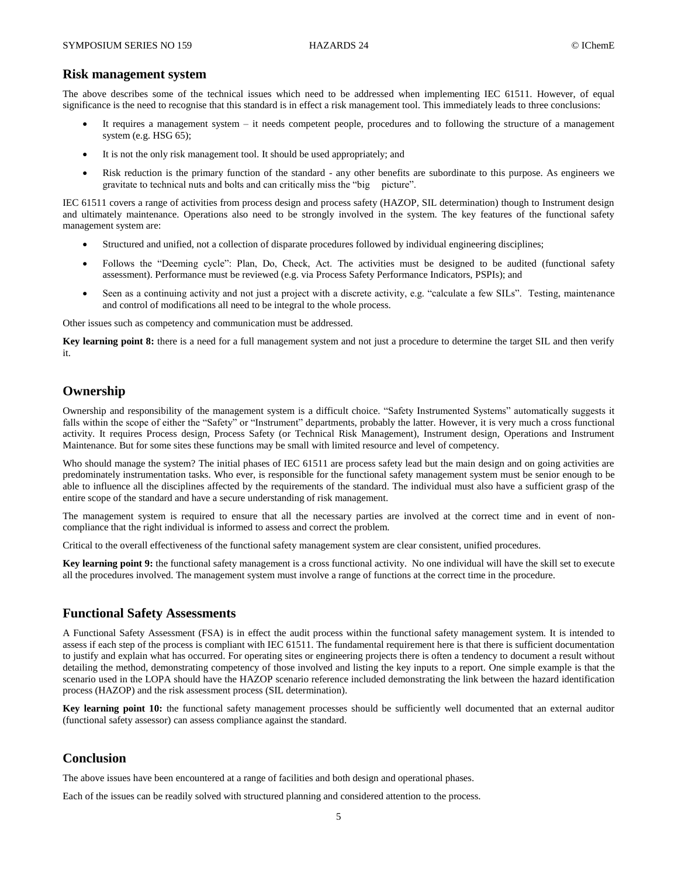## Risk management system

The above describes some of the technical issues which need to be addressed when implementing IEC 61511. However, of equal significance is the need to recognise that this standard is in effect a risk management tool. This immediately leads to three conclusions:

- It requires a management system – it needs competent people, procedures and to following the structure of a management system (e.g. HSG 65);
- It is not the only risk management tool. It should be used appropriately; and
- Risk reduction is the primary function of the standard - any other benefits are subordinate to this purpose. As engineers we gravitate to technical nuts and bolts and can critically miss the "big picture".

IEC 61511 covers a range of activities from process design and process safety (HAZOP, SIL determination) though to Instrument design and ultimately maintenance. Operations also need to be strongly involved in the system. The key features of the functional safety management system are:

- Structured and unified, not a collection of disparate procedures followed by individual engineering disciplines;
- Follows the "Deeming cycle": Plan, Do, Check, Act. The activities must be designed to be audited (functional safety assessment). Performance must be reviewed (e.g. via Process Safety Performance Indicators, PSPIs); and
- Seen as a continuing activity and not just a project with a discrete activity, e.g. "calculate a few SILs". Testing, maintenance and control of modifications all need to be integral to the whole process.

Other issues such as competency and communication must be addressed.

**Key learning point 8:** there is a need for a full management system and not just a procedure to determine the target SIL and then verify it.

## Ownership

Ownership and responsibility of the management system is a difficult choice. "Safety Instrumented Systems" automatically suggests it falls within the scope of either the "Safety" or "Instrument" departments, probably the latter. However, it is very much a cross functional activity. It requires Process design, Process Safety (or Technical Risk Management), Instrument design, Operations and Instrument Maintenance. But for some sites these functions may be small with limited resource and level of competency.

Who should manage the system? The initial phases of IEC 61511 are process safety lead but the main design and on going activities are predominately instrumentation tasks. Who ever, is responsible for the functional safety management system must be senior enough to be able to influence all the disciplines affected by the requirements of the standard. The individual must also have a sufficient grasp of the entire scope of the standard and have a secure understanding of risk management.

The management system is required to ensure that all the necessary parties are involved at the correct time and in event of non-compliance that the right individual is informed to assess and correct the problem.

Critical to the overall effectiveness of the functional safety management system are clear consistent, unified procedures.

**Key learning point 9:** the functional safety management is a cross functional activity. No one individual will have the skill set to execute all the procedures involved. The management system must involve a range of functions at the correct time in the procedure.

## Functional Safety Assessments

A Functional Safety Assessment (FSA) is in effect the audit process within the functional safety management system. It is intended to assess if each step of the process is compliant with IEC 61511. The fundamental requirement here is that there is sufficient documentation to justify and explain what has occurred. For operating sites or engineering projects there is often a tendency to document a result without detailing the method, demonstrating competency of those involved and listing the key inputs to a report. One simple example is that the scenario used in the LOPA should have the HAZOP scenario reference included demonstrating the link between the hazard identification process (HAZOP) and the risk assessment process (SIL determination).

**Key learning point 10:** the functional safety management processes should be sufficiently well documented that an external auditor (functional safety assessor) can assess compliance against the standard.

## Conclusion

The above issues have been encountered at a range of facilities and both design and operational phases.

Each of the issues can be readily solved with structured planning and considered attention to the process.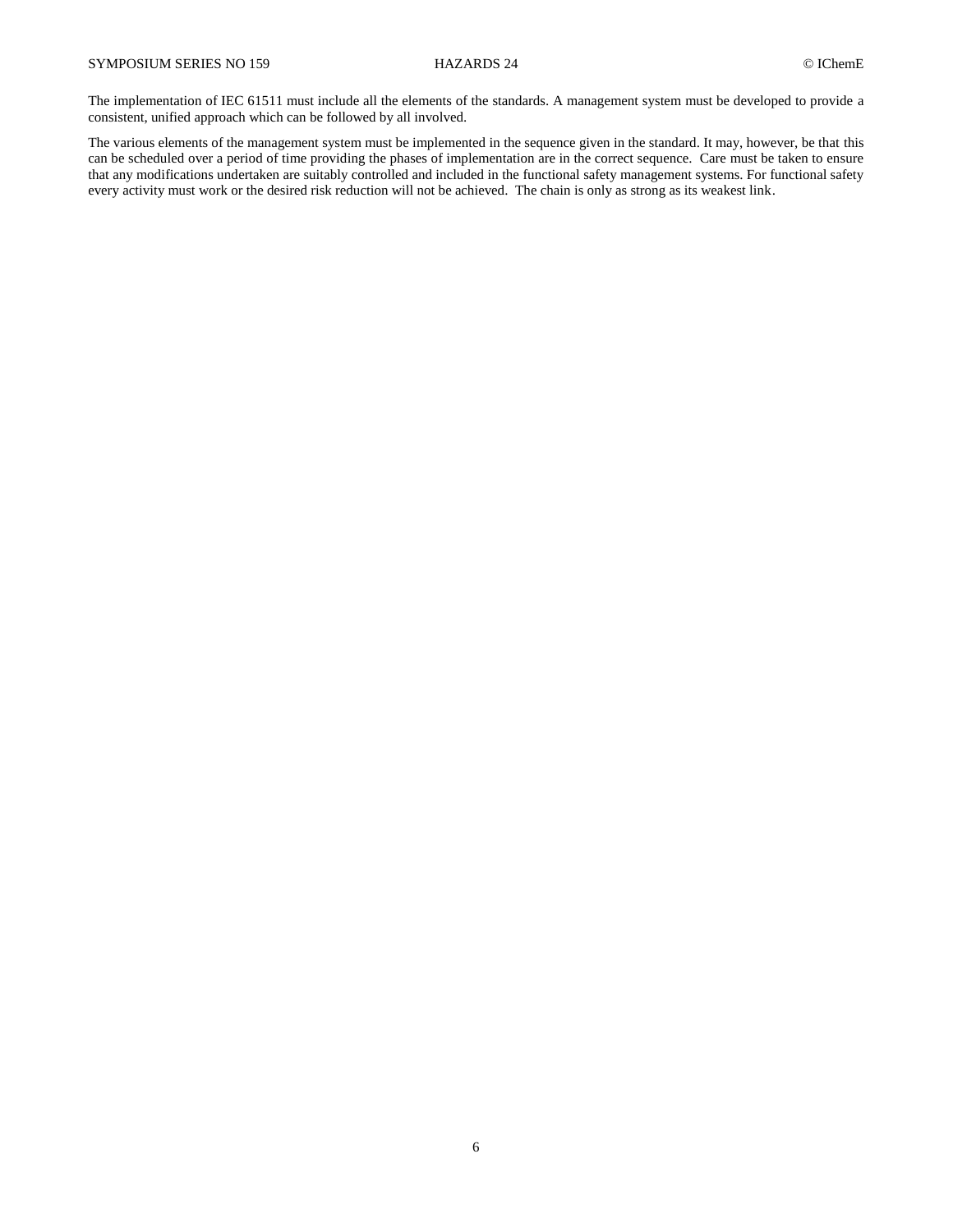The implementation of IEC 61511 must include all the elements of the standards. A management system must be developed to provide a consistent, unified approach which can be followed by all involved.

The various elements of the management system must be implemented in the sequence given in the standard. It may, however, be that this can be scheduled over a period of time providing the phases of implementation are in the correct sequence. Care must be taken to ensure that any modifications undertaken are suitably controlled and included in the functional safety management systems. For functional safety every activity must work or the desired risk reduction will not be achieved. The chain is only as strong as its weakest link.